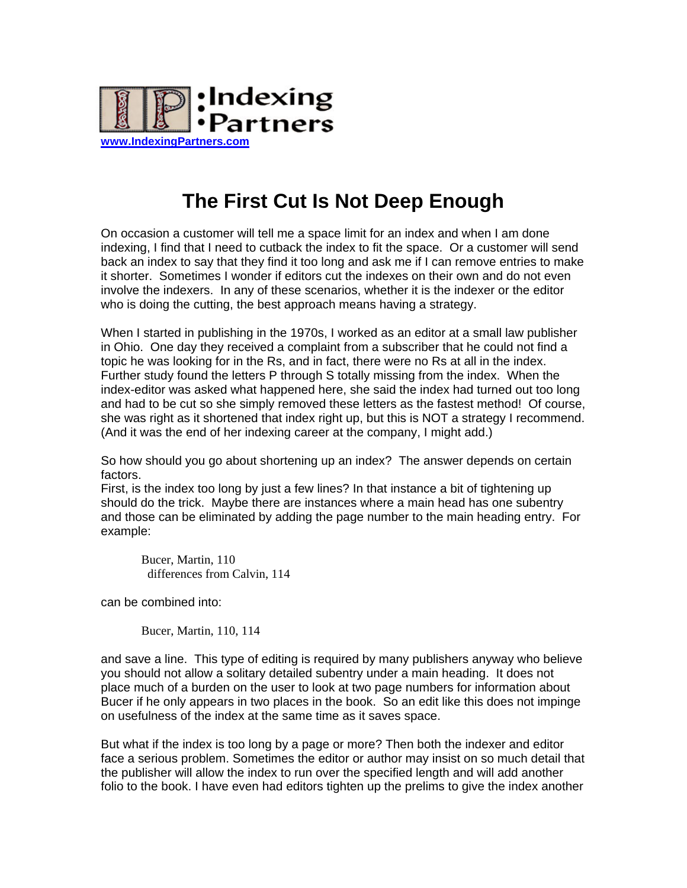:Indexing
•Partners

www.IndexingPartners.com

# The First Cut Is Not Deep Enough

On occasion a customer will tell me a space limit for an index and when I am done indexing, I find that I need to cutback the index to fit the space. Or a customer will send back an index to say that they find it too long and ask me if I can remove entries to make it shorter. Sometimes I wonder if editors cut the indexes on their own and do not even involve the indexers. In any of these scenarios, whether it is the indexer or the editor who is doing the cutting, the best approach means having a strategy.

When I started in publishing in the 1970s, I worked as an editor at a small law publisher in Ohio. One day they received a complaint from a subscriber that he could not find a topic he was looking for in the Rs, and in fact, there were no Rs at all in the index. Further study found the letters P through S totally missing from the index. When the index-editor was asked what happened here, she said the index had turned out too long and had to be cut so she simply removed these letters as the fastest method! Of course, she was right as it shortened that index right up, but this is NOT a strategy I recommend. (And it was the end of her indexing career at the company, I might add.)

So how should you go about shortening up an index? The answer depends on certain factors.
First, is the index too long by just a few lines? In that instance a bit of tightening up should do the trick. Maybe there are instances where a main head has one subentry and those can be eliminated by adding the page number to the main heading entry. For example:

> Bucer, Martin, 110
>   differences from Calvin, 114

can be combined into:

> Bucer, Martin, 110, 114

and save a line. This type of editing is required by many publishers anyway who believe you should not allow a solitary detailed subentry under a main heading. It does not place much of a burden on the user to look at two page numbers for information about Bucer if he only appears in two places in the book. So an edit like this does not impinge on usefulness of the index at the same time as it saves space.

But what if the index is too long by a page or more? Then both the indexer and editor face a serious problem. Sometimes the editor or author may insist on so much detail that the publisher will allow the index to run over the specified length and will add another folio to the book. I have even had editors tighten up the prelims to give the index another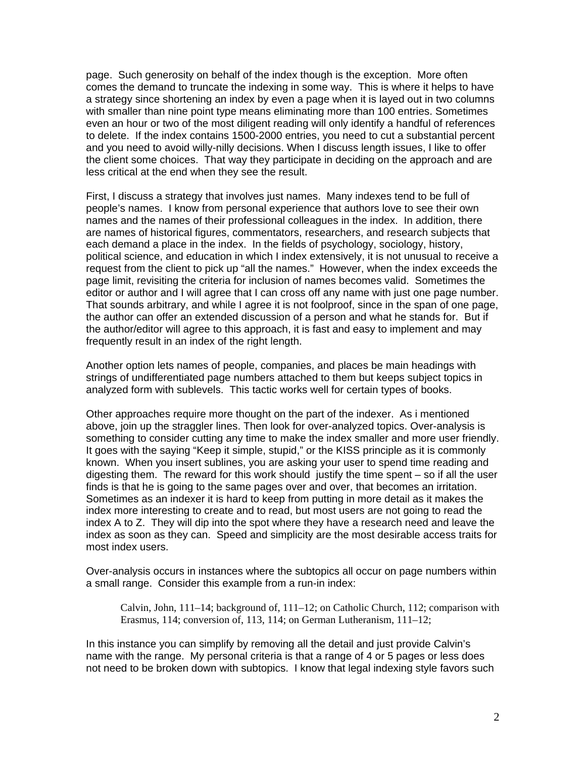page. Such generosity on behalf of the index though is the exception. More often comes the demand to truncate the indexing in some way. This is where it helps to have a strategy since shortening an index by even a page when it is layed out in two columns with smaller than nine point type means eliminating more than 100 entries. Sometimes even an hour or two of the most diligent reading will only identify a handful of references to delete. If the index contains 1500-2000 entries, you need to cut a substantial percent and you need to avoid willy-nilly decisions. When I discuss length issues, I like to offer the client some choices. That way they participate in deciding on the approach and are less critical at the end when they see the result.

First, I discuss a strategy that involves just names. Many indexes tend to be full of people's names. I know from personal experience that authors love to see their own names and the names of their professional colleagues in the index. In addition, there are names of historical figures, commentators, researchers, and research subjects that each demand a place in the index. In the fields of psychology, sociology, history, political science, and education in which I index extensively, it is not unusual to receive a request from the client to pick up "all the names." However, when the index exceeds the page limit, revisiting the criteria for inclusion of names becomes valid. Sometimes the editor or author and I will agree that I can cross off any name with just one page number. That sounds arbitrary, and while I agree it is not foolproof, since in the span of one page, the author can offer an extended discussion of a person and what he stands for. But if the author/editor will agree to this approach, it is fast and easy to implement and may frequently result in an index of the right length.

Another option lets names of people, companies, and places be main headings with strings of undifferentiated page numbers attached to them but keeps subject topics in analyzed form with sublevels. This tactic works well for certain types of books.

Other approaches require more thought on the part of the indexer. As i mentioned above, join up the straggler lines. Then look for over-analyzed topics. Over-analysis is something to consider cutting any time to make the index smaller and more user friendly. It goes with the saying "Keep it simple, stupid," or the KISS principle as it is commonly known. When you insert sublines, you are asking your user to spend time reading and digesting them. The reward for this work should justify the time spent – so if all the user finds is that he is going to the same pages over and over, that becomes an irritation. Sometimes as an indexer it is hard to keep from putting in more detail as it makes the index more interesting to create and to read, but most users are not going to read the index A to Z. They will dip into the spot where they have a research need and leave the index as soon as they can. Speed and simplicity are the most desirable access traits for most index users.

Over-analysis occurs in instances where the subtopics all occur on page numbers within a small range. Consider this example from a run-in index:

> Calvin, John, 111–14; background of, 111–12; on Catholic Church, 112; comparison with Erasmus, 114; conversion of, 113, 114; on German Lutheranism, 111–12;

In this instance you can simplify by removing all the detail and just provide Calvin's name with the range. My personal criteria is that a range of 4 or 5 pages or less does not need to be broken down with subtopics. I know that legal indexing style favors such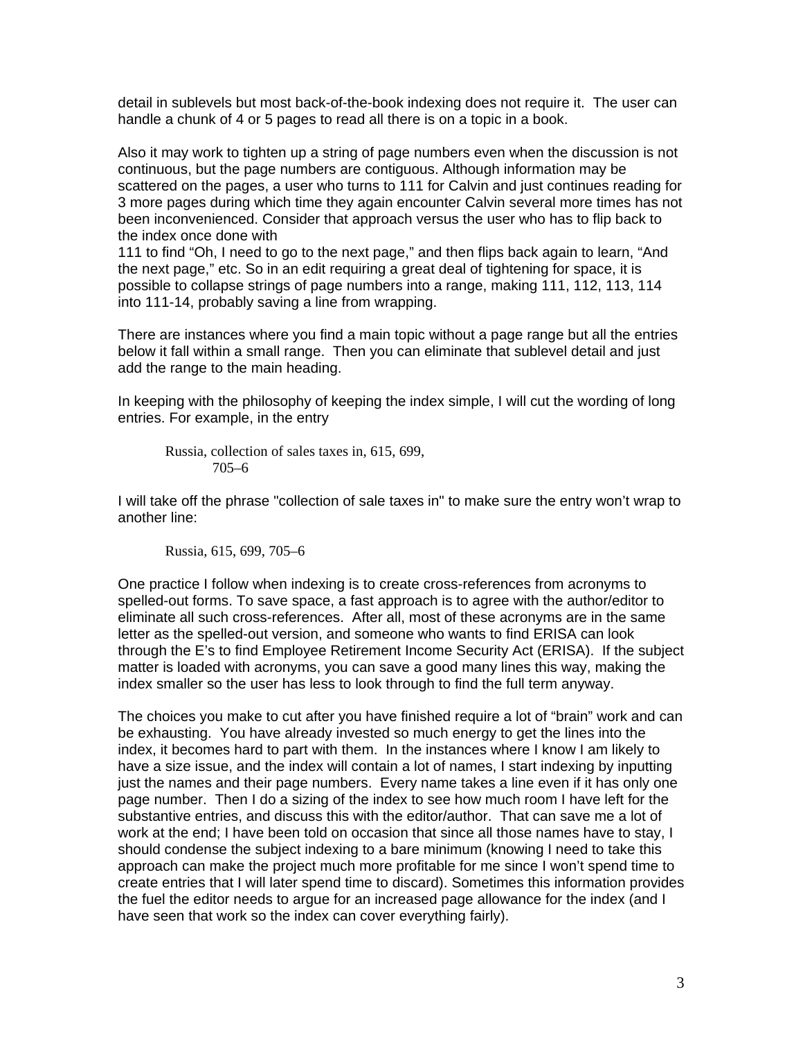detail in sublevels but most back-of-the-book indexing does not require it. The user can handle a chunk of 4 or 5 pages to read all there is on a topic in a book.

Also it may work to tighten up a string of page numbers even when the discussion is not continuous, but the page numbers are contiguous. Although information may be scattered on the pages, a user who turns to 111 for Calvin and just continues reading for 3 more pages during which time they again encounter Calvin several more times has not been inconvenienced. Consider that approach versus the user who has to flip back to the index once done with 111 to find "Oh, I need to go to the next page," and then flips back again to learn, "And the next page," etc. So in an edit requiring a great deal of tightening for space, it is possible to collapse strings of page numbers into a range, making 111, 112, 113, 114 into 111-14, probably saving a line from wrapping.

There are instances where you find a main topic without a page range but all the entries below it fall within a small range. Then you can eliminate that sublevel detail and just add the range to the main heading.

In keeping with the philosophy of keeping the index simple, I will cut the wording of long entries. For example, in the entry

> Russia, collection of sales taxes in, 615, 699,
> 705–6

I will take off the phrase "collection of sale taxes in" to make sure the entry won't wrap to another line:

> Russia, 615, 699, 705–6

One practice I follow when indexing is to create cross-references from acronyms to spelled-out forms. To save space, a fast approach is to agree with the author/editor to eliminate all such cross-references. After all, most of these acronyms are in the same letter as the spelled-out version, and someone who wants to find ERISA can look through the E's to find Employee Retirement Income Security Act (ERISA). If the subject matter is loaded with acronyms, you can save a good many lines this way, making the index smaller so the user has less to look through to find the full term anyway.

The choices you make to cut after you have finished require a lot of "brain" work and can be exhausting. You have already invested so much energy to get the lines into the index, it becomes hard to part with them. In the instances where I know I am likely to have a size issue, and the index will contain a lot of names, I start indexing by inputting just the names and their page numbers. Every name takes a line even if it has only one page number. Then I do a sizing of the index to see how much room I have left for the substantive entries, and discuss this with the editor/author. That can save me a lot of work at the end; I have been told on occasion that since all those names have to stay, I should condense the subject indexing to a bare minimum (knowing I need to take this approach can make the project much more profitable for me since I won't spend time to create entries that I will later spend time to discard). Sometimes this information provides the fuel the editor needs to argue for an increased page allowance for the index (and I have seen that work so the index can cover everything fairly).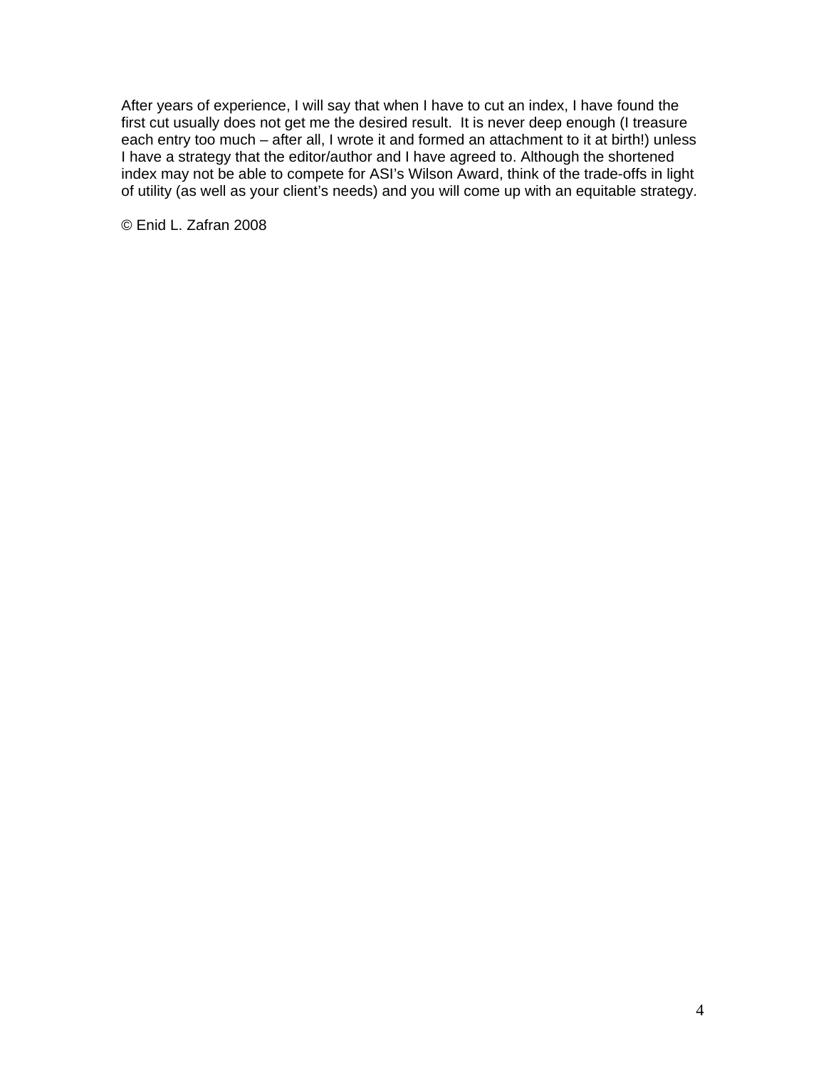After years of experience, I will say that when I have to cut an index, I have found the first cut usually does not get me the desired result. It is never deep enough (I treasure each entry too much – after all, I wrote it and formed an attachment to it at birth!) unless I have a strategy that the editor/author and I have agreed to. Although the shortened index may not be able to compete for ASI's Wilson Award, think of the trade-offs in light of utility (as well as your client's needs) and you will come up with an equitable strategy.

© Enid L. Zafran 2008